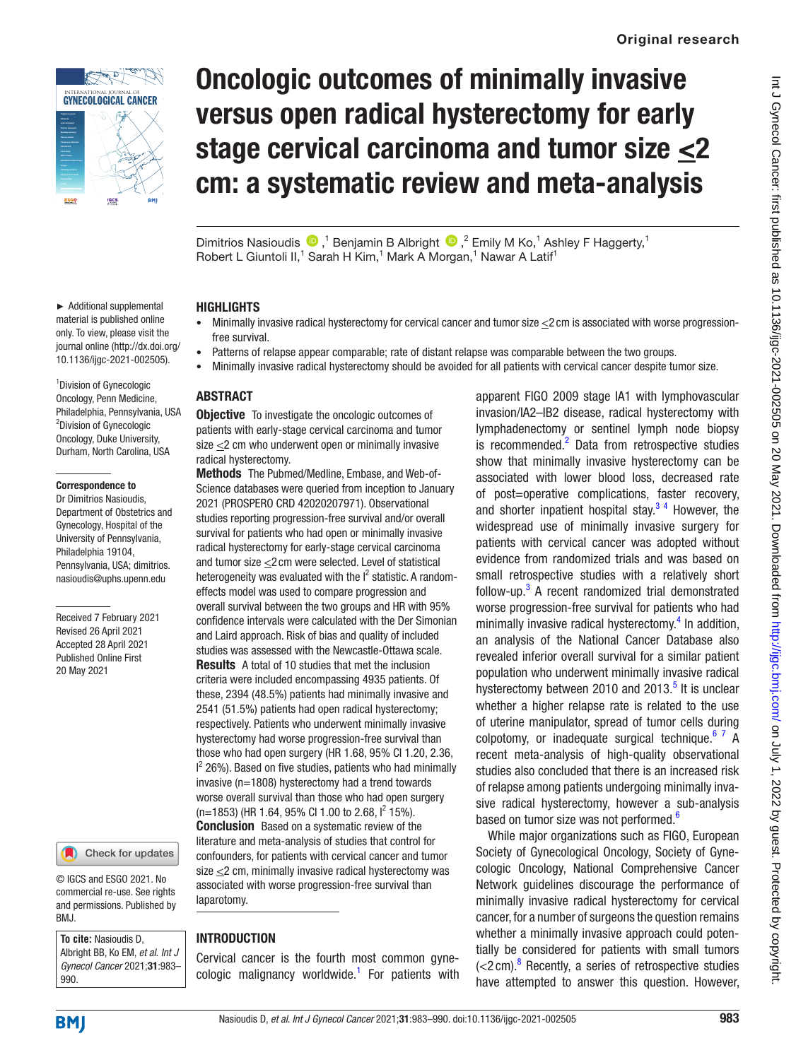Original research

# Oncologic outcomes of minimally invasive versus open radical hysterectomy for early stage cervical carcinoma and tumor size ≤2 cm: a systematic review and meta-analysis

Dimitrios Nasioudis ,[1] Benjamin B Albright ,[2] Emily M Ko,[1] Ashley F Haggerty,[1] Robert L Giuntoli II,[1] Sarah H Kim,[1] Mark A Morgan,[1] Nawar A Latif[1]

► Additional supplemental material is published online only. To view, please visit the journal online (http://dx.doi.org/10.1136/ijgc-2021-002505).

[1]Division of Gynecologic Oncology, Penn Medicine, Philadelphia, Pennsylvania, USA
[2]Division of Gynecologic Oncology, Duke University, Durham, North Carolina, USA

**Correspondence to**
Dr Dimitrios Nasioudis, Department of Obstetrics and Gynecology, Hospital of the University of Pennsylvania, Philadelphia 19104, Pennsylvania, USA; dimitrios.nasioudis@uphs.upenn.edu

Received 7 February 2021
Revised 26 April 2021
Accepted 28 April 2021
Published Online First 20 May 2021

© IGCS and ESGO 2021. No commercial re-use. See rights and permissions. Published by BMJ.

**To cite:** Nasioudis D, Albright BB, Ko EM, *et al*. *Int J Gynecol Cancer* 2021;**31**:983–990.

## HIGHLIGHTS

- Minimally invasive radical hysterectomy for cervical cancer and tumor size ≤2 cm is associated with worse progression-free survival.
- Patterns of relapse appear comparable; rate of distant relapse was comparable between the two groups.
- Minimally invasive radical hysterectomy should be avoided for all patients with cervical cancer despite tumor size.

## ABSTRACT

**Objective** To investigate the oncologic outcomes of patients with early-stage cervical carcinoma and tumor size ≤2 cm who underwent open or minimally invasive radical hysterectomy.

**Methods** The Pubmed/Medline, Embase, and Web-of-Science databases were queried from inception to January 2021 (PROSPERO CRD 42020207971). Observational studies reporting progression-free survival and/or overall survival for patients who had open or minimally invasive radical hysterectomy for early-stage cervical carcinoma and tumor size ≤2 cm were selected. Level of statistical heterogeneity was evaluated with the $I^2$ statistic. A random-effects model was used to compare progression and overall survival between the two groups and HR with 95% confidence intervals were calculated with the Der Simonian and Laird approach. Risk of bias and quality of included studies was assessed with the Newcastle-Ottawa scale.

**Results** A total of 10 studies that met the inclusion criteria were included encompassing 4935 patients. Of these, 2394 (48.5%) patients had minimally invasive and 2541 (51.5%) patients had open radical hysterectomy; respectively. Patients who underwent minimally invasive hysterectomy had worse progression-free survival than those who had open surgery (HR 1.68, 95% CI 1.20, 2.36, $I^2$ 26%). Based on five studies, patients who had minimally invasive (n=1808) hysterectomy had a trend towards worse overall survival than those who had open surgery (n=1853) (HR 1.64, 95% CI 1.00 to 2.68, $I^2$ 15%).

**Conclusion** Based on a systematic review of the literature and meta-analysis of studies that control for confounders, for patients with cervical cancer and tumor size ≤2 cm, minimally invasive radical hysterectomy was associated with worse progression-free survival than laparotomy.

## INTRODUCTION

Cervical cancer is the fourth most common gynecologic malignancy worldwide.[1] For patients with apparent FIGO 2009 stage IA1 with lymphovascular invasion/IA2–IB2 disease, radical hysterectomy with lymphadenectomy or sentinel lymph node biopsy is recommended.[2] Data from retrospective studies show that minimally invasive hysterectomy can be associated with lower blood loss, decreased rate of post=operative complications, faster recovery, and shorter inpatient hospital stay.[3,4] However, the widespread use of minimally invasive surgery for patients with cervical cancer was adopted without evidence from randomized trials and was based on small retrospective studies with a relatively short follow-up.[3] A recent randomized trial demonstrated worse progression-free survival for patients who had minimally invasive radical hysterectomy.[4] In addition, an analysis of the National Cancer Database also revealed inferior overall survival for a similar patient population who underwent minimally invasive radical hysterectomy between 2010 and 2013.[5] It is unclear whether a higher relapse rate is related to the use of uterine manipulator, spread of tumor cells during colpotomy, or inadequate surgical technique.[6,7] A recent meta-analysis of high-quality observational studies also concluded that there is an increased risk of relapse among patients undergoing minimally invasive radical hysterectomy, however a sub-analysis based on tumor size was not performed.[6]

While major organizations such as FIGO, European Society of Gynecological Oncology, Society of Gynecologic Oncology, National Comprehensive Cancer Network guidelines discourage the performance of minimally invasive radical hysterectomy for cervical cancer, for a number of surgeons the question remains whether a minimally invasive approach could potentially be considered for patients with small tumors (<2 cm).[8] Recently, a series of retrospective studies have attempted to answer this question. However,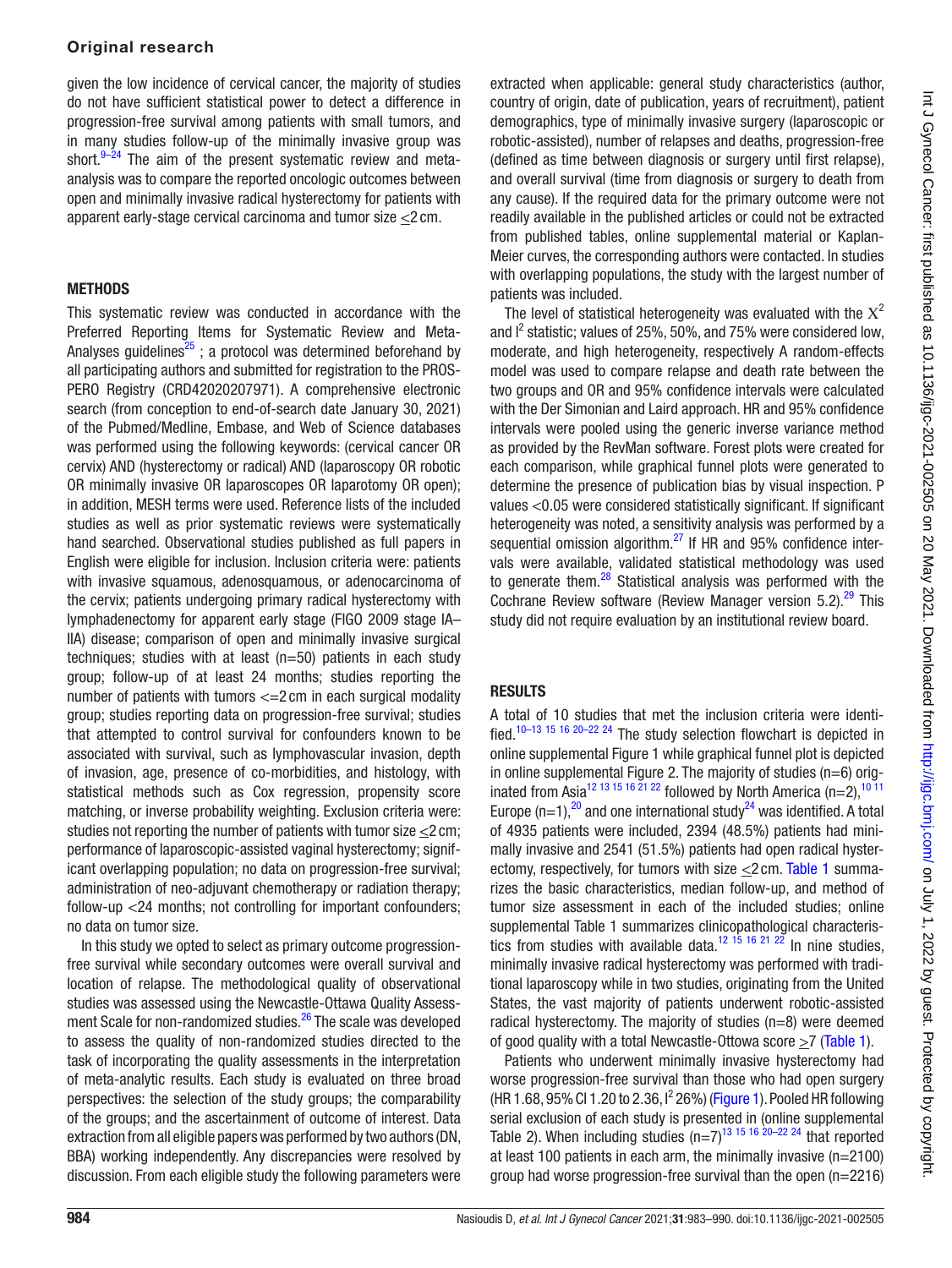given the low incidence of cervical cancer, the majority of studies do not have sufficient statistical power to detect a difference in progression-free survival among patients with small tumors, and in many studies follow-up of the minimally invasive group was short.[9–24] The aim of the present systematic review and meta-analysis was to compare the reported oncologic outcomes between open and minimally invasive radical hysterectomy for patients with apparent early-stage cervical carcinoma and tumor size ≤2 cm.

## METHODS

This systematic review was conducted in accordance with the Preferred Reporting Items for Systematic Review and Meta-Analyses guidelines[25] ; a protocol was determined beforehand by all participating authors and submitted for registration to the PROSPERO Registry (CRD42020207971). A comprehensive electronic search (from conception to end-of-search date January 30, 2021) of the Pubmed/Medline, Embase, and Web of Science databases was performed using the following keywords: (cervical cancer OR cervix) AND (hysterectomy or radical) AND (laparoscopy OR robotic OR minimally invasive OR laparoscopes OR laparotomy OR open); in addition, MESH terms were used. Reference lists of the included studies as well as prior systematic reviews were systematically hand searched. Observational studies published as full papers in English were eligible for inclusion. Inclusion criteria were: patients with invasive squamous, adenosquamous, or adenocarcinoma of the cervix; patients undergoing primary radical hysterectomy with lymphadenectomy for apparent early stage (FIGO 2009 stage IA–IIA) disease; comparison of open and minimally invasive surgical techniques; studies with at least (n=50) patients in each study group; follow-up of at least 24 months; studies reporting the number of patients with tumors <=2 cm in each surgical modality group; studies reporting data on progression-free survival; studies that attempted to control survival for confounders known to be associated with survival, such as lymphovascular invasion, depth of invasion, age, presence of co-morbidities, and histology, with statistical methods such as Cox regression, propensity score matching, or inverse probability weighting. Exclusion criteria were: studies not reporting the number of patients with tumor size ≤2 cm; performance of laparoscopic-assisted vaginal hysterectomy; significant overlapping population; no data on progression-free survival; administration of neo-adjuvant chemotherapy or radiation therapy; follow-up <24 months; not controlling for important confounders; no data on tumor size.

In this study we opted to select as primary outcome progression-free survival while secondary outcomes were overall survival and location of relapse. The methodological quality of observational studies was assessed using the Newcastle-Ottawa Quality Assessment Scale for non-randomized studies.[26] The scale was developed to assess the quality of non-randomized studies directed to the task of incorporating the quality assessments in the interpretation of meta-analytic results. Each study is evaluated on three broad perspectives: the selection of the study groups; the comparability of the groups; and the ascertainment of outcome of interest. Data extraction from all eligible papers was performed by two authors (DN, BBA) working independently. Any discrepancies were resolved by discussion. From each eligible study the following parameters were extracted when applicable: general study characteristics (author, country of origin, date of publication, years of recruitment), patient demographics, type of minimally invasive surgery (laparoscopic or robotic-assisted), number of relapses and deaths, progression-free (defined as time between diagnosis or surgery until first relapse), and overall survival (time from diagnosis or surgery to death from any cause). If the required data for the primary outcome were not readily available in the published articles or could not be extracted from published tables, online supplemental material or Kaplan-Meier curves, the corresponding authors were contacted. In studies with overlapping populations, the study with the largest number of patients was included.

The level of statistical heterogeneity was evaluated with the $X^2$ and $I^2$ statistic; values of 25%, 50%, and 75% were considered low, moderate, and high heterogeneity, respectively A random-effects model was used to compare relapse and death rate between the two groups and OR and 95% confidence intervals were calculated with the Der Simonian and Laird approach. HR and 95% confidence intervals were pooled using the generic inverse variance method as provided by the RevMan software. Forest plots were created for each comparison, while graphical funnel plots were generated to determine the presence of publication bias by visual inspection. P values <0.05 were considered statistically significant. If significant heterogeneity was noted, a sensitivity analysis was performed by a sequential omission algorithm.[27] If HR and 95% confidence intervals were available, validated statistical methodology was used to generate them.[28] Statistical analysis was performed with the Cochrane Review software (Review Manager version 5.2).[29] This study did not require evaluation by an institutional review board.

## RESULTS

A total of 10 studies that met the inclusion criteria were identified.[10–13 15 16 20–22 24] The study selection flowchart is depicted in online supplemental Figure 1 while graphical funnel plot is depicted in online supplemental Figure 2. The majority of studies (n=6) originated from Asia[12 13 15 16 21 22] followed by North America (n=2),[10 11] Europe (n=1),[20] and one international study[24] was identified. A total of 4935 patients were included, 2394 (48.5%) patients had minimally invasive and 2541 (51.5%) patients had open radical hysterectomy, respectively, for tumors with size ≤2 cm. Table 1 summarizes the basic characteristics, median follow-up, and method of tumor size assessment in each of the included studies; online supplemental Table 1 summarizes clinicopathological characteristics from studies with available data.[12 15 16 21 22] In nine studies, minimally invasive radical hysterectomy was performed with traditional laparoscopy while in two studies, originating from the United States, the vast majority of patients underwent robotic-assisted radical hysterectomy. The majority of studies (n=8) were deemed of good quality with a total Newcastle-Ottowa score ≥7 (Table 1).

Patients who underwent minimally invasive hysterectomy had worse progression-free survival than those who had open surgery (HR 1.68, 95% CI 1.20 to 2.36, $I^2$ 26%) (Figure 1). Pooled HR following serial exclusion of each study is presented in (online supplemental Table 2). When including studies (n=7)[13 15 16 20–22 24] that reported at least 100 patients in each arm, the minimally invasive (n=2100) group had worse progression-free survival than the open (n=2216)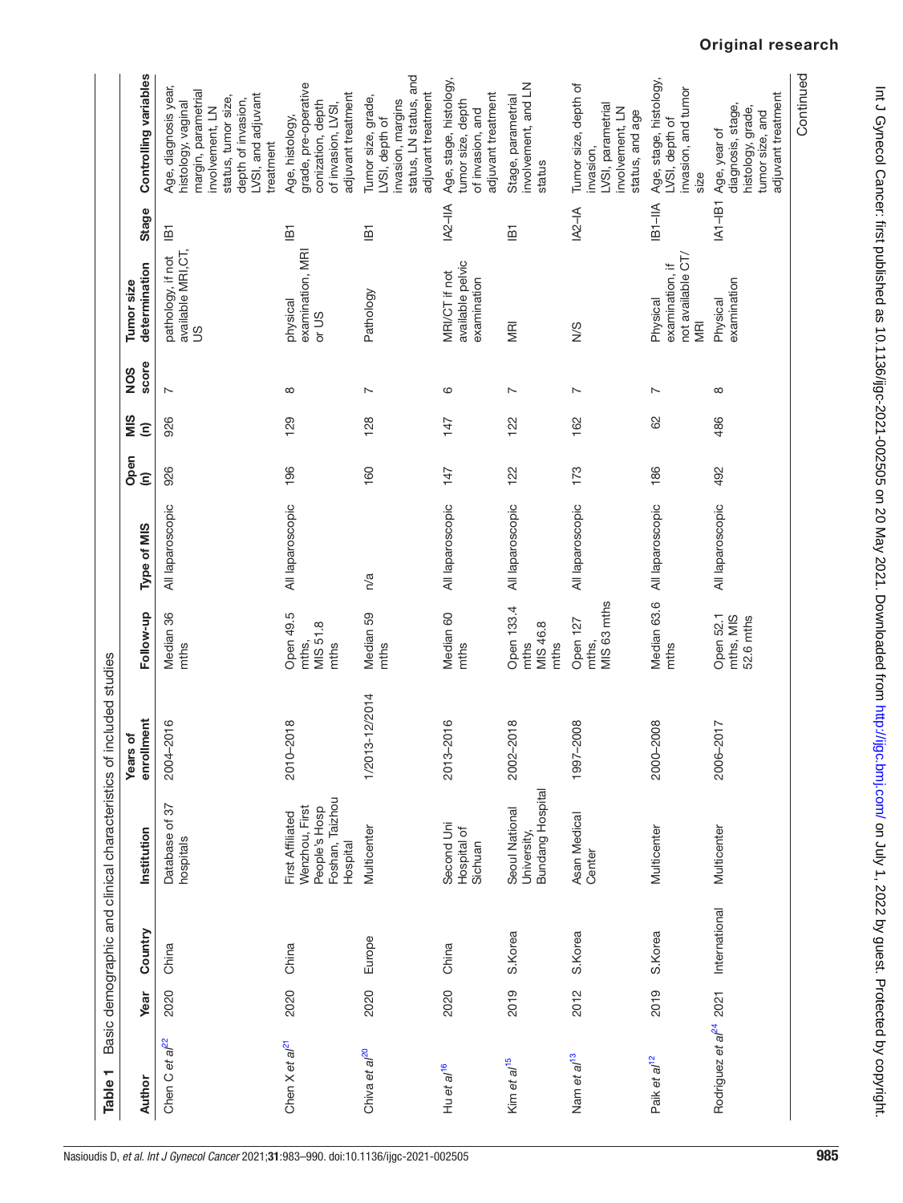**Table 1** Basic demographic and clinical characteristics of included studies

| Author | Year | Country | Institution | Years of enrollment | Follow-up | Type of MIS | Open (n) | MIS (n) | NOS score | Tumor size determination | Stage | Controlling variables |
|---|---|---|---|---|---|---|---|---|---|---|---|---|
| Chen C *et al*[22] | 2020 | China | Database of 37 hospitals | 2004–2016 | Median 36 mths | All laparoscopic | 926 | 926 | 7 | pathology, if not available MRI,CT, US | IB1 | Age, diagnosis year, histology, vaginal margin, parametrial involvement, LN status, tumor size, depth of invasion, LVSI, and adjuvant treatment |
| Chen X *et al*[21] | 2020 | China | First Affiliated Wenzhou, First People's Hosp Foshan, Taizhou Hospital | 2010–2018 | Open 49.5 mths, MIS 51.8 mths | All laparoscopic | 196 | 129 | 8 | physical examination, MRI or US | IB1 | Age, histology, grade, pre-operative conization, depth of invasion, LVSI, adjuvant treatment |
| Chiva *et al*[20] | 2020 | Europe | Multicenter | 1/2013-12/2014 | Median 59 mths | n/a | 160 | 128 | 7 | Pathology | IB1 | Tumor size, grade, LVSI, depth of invasion, margins status, LN status, and adjuvant treatment |
| Hu *et al*[16] | 2020 | China | Second Uni Hospital of Sichuan | 2013–2016 | Median 60 mths | All laparoscopic | 147 | 147 | 6 | MRI/CT if not available pelvic examination | IA2–IIA | Age, stage, histology, tumor size, depth of invasion, and adjuvant treatment |
| Kim *et al*[15] | 2019 | S.Korea | Seoul National University, Bundang Hospital | 2002–2018 | Open 133.4 mths MIS 46.8 mths | All laparoscopic | 122 | 122 | 7 | MRI | IB1 | Stage, parametrial involvement, and LN status |
| Nam *et al*[13] | 2012 | S.Korea | Asan Medical Center | 1997–2008 | Open 127 mths, MIS 63 mths | All laparoscopic | 173 | 162 | 7 | N/S | IA2–IA | Tumor size, depth of invasion, LVSI, parametrial involvement, LN status, and age |
| Paik *et al*[12] | 2019 | S.Korea | Multicenter | 2000–2008 | Median 63.6 mths | All laparoscopic | 186 | 62 | 7 | Physical examination, if not available CT/ MRI | IB1–IIA | Age, stage, histology, LVSI, depth of invasion, and tumor size |
| Rodriguez *et al*[24] | 2021 | International | Multicenter | 2006–2017 | Open 52.1 mths, MIS 52.6 mths | All laparoscopic | 492 | 486 | 8 | Physical examination | IA1–IB1 | Age, year of diagnosis, stage, histology, grade, tumor size, and adjuvant treatment |

Continued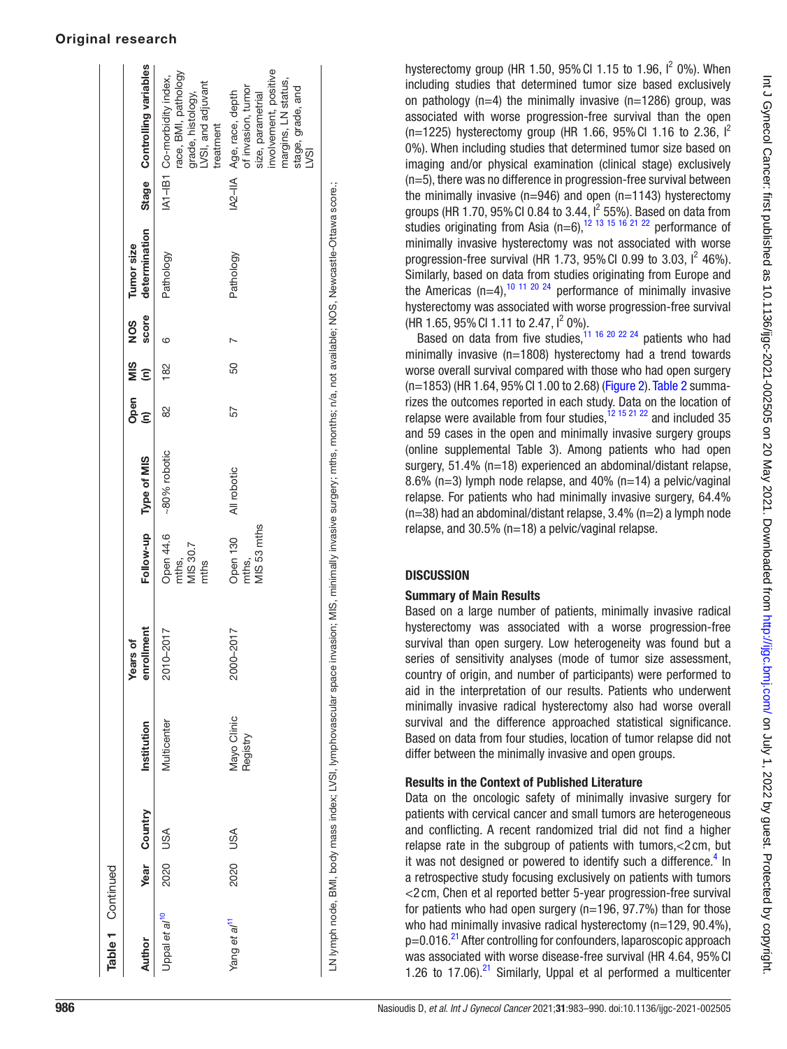**Table 1** Continued

| Author | Year | Country | Institution | Years of enrollment | Follow-up | Type of MIS | Open (n) | MIS (n) | NOS score | Tumor size determination | Stage | Controlling variables |
|---|---|---|---|---|---|---|---|---|---|---|---|---|
| Uppal *et al*[10] | 2020 | USA | Multicenter | 2010–2017 | Open 44.6 mths, MIS 30.7 mths | ~80% robotic | 82 | 182 | 6 | Pathology | IA1–IB1 | Co-morbidity index, race, BMI, pathology grade, histology, LVSI, and adjuvant treatment |
| Yang *et al*[11] | 2020 | USA | Mayo Clinic Registry | 2000–2017 | Open 130 mths, MIS 53 mths | All robotic | 57 | 50 | 7 | Pathology | IA2–IIA | Age, race, depth of invasion, tumor size, parametrial involvement, positive margins, LN status, stage, grade, and LVSI |

LN lymph node, BMI, body mass index; LVSI, lymphovascular space invasion; MIS, minimally invasive surgery; mths, months; n/a, not available; NOS, Newcastle-Ottawa score.;

hysterectomy group (HR 1.50, 95% CI 1.15 to 1.96, $I^2$ 0%). When including studies that determined tumor size based exclusively on pathology (n=4) the minimally invasive (n=1286) group, was associated with worse progression-free survival than the open (n=1225) hysterectomy group (HR 1.66, 95% CI 1.16 to 2.36, $I^2$ 0%). When including studies that determined tumor size based on imaging and/or physical examination (clinical stage) exclusively (n=5), there was no difference in progression-free survival between the minimally invasive (n=946) and open (n=1143) hysterectomy groups (HR 1.70, 95% CI 0.84 to 3.44, $I^2$ 55%). Based on data from studies originating from Asia (n=6),[12 13 15 16 21 22] performance of minimally invasive hysterectomy was not associated with worse progression-free survival (HR 1.73, 95% CI 0.99 to 3.03, $I^2$ 46%). Similarly, based on data from studies originating from Europe and the Americas (n=4),[10 11 20 24] performance of minimally invasive hysterectomy was associated with worse progression-free survival (HR 1.65, 95% CI 1.11 to 2.47, $I^2$ 0%).

Based on data from five studies,[11 16 20 22 24] patients who had minimally invasive (n=1808) hysterectomy had a trend towards worse overall survival compared with those who had open surgery (n=1853) (HR 1.64, 95% CI 1.00 to 2.68) (Figure 2). Table 2 summarizes the outcomes reported in each study. Data on the location of relapse were available from four studies,[12 15 21 22] and included 35 and 59 cases in the open and minimally invasive surgery groups (online supplemental Table 3). Among patients who had open surgery, 51.4% (n=18) experienced an abdominal/distant relapse, 8.6% (n=3) lymph node relapse, and 40% (n=14) a pelvic/vaginal relapse. For patients who had minimally invasive surgery, 64.4% (n=38) had an abdominal/distant relapse, 3.4% (n=2) a lymph node relapse, and 30.5% (n=18) a pelvic/vaginal relapse.

## DISCUSSION

### Summary of Main Results

Based on a large number of patients, minimally invasive radical hysterectomy was associated with a worse progression-free survival than open surgery. Low heterogeneity was found but a series of sensitivity analyses (mode of tumor size assessment, country of origin, and number of participants) were performed to aid in the interpretation of our results. Patients who underwent minimally invasive radical hysterectomy also had worse overall survival and the difference approached statistical significance. Based on data from four studies, location of tumor relapse did not differ between the minimally invasive and open groups.

### Results in the Context of Published Literature

Data on the oncologic safety of minimally invasive surgery for patients with cervical cancer and small tumors are heterogeneous and conflicting. A recent randomized trial did not find a higher relapse rate in the subgroup of patients with tumors,<2 cm, but it was not designed or powered to identify such a difference.[4] In a retrospective study focusing exclusively on patients with tumors <2 cm, Chen et al reported better 5-year progression-free survival for patients who had open surgery (n=196, 97.7%) than for those who had minimally invasive radical hysterectomy (n=129, 90.4%), p=0.016.[21] After controlling for confounders, laparoscopic approach was associated with worse disease-free survival (HR 4.64, 95% CI 1.26 to 17.06).[21] Similarly, Uppal et al performed a multicenter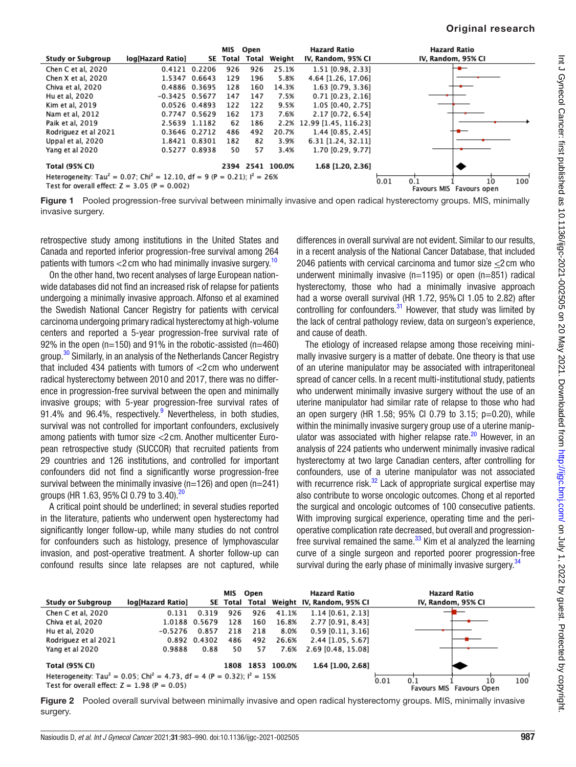| Study or Subgroup | log[Hazard Ratio] | SE | MIS Total | Open Total | Weight | Hazard Ratio IV, Random, 95% CI |
|---|---|---|---|---|---|---|
| Chen C et al, 2020 | 0.4121 | 0.2206 | 926 | 926 | 25.1% | 1.51 [0.98, 2.33] |
| Chen X et al, 2020 | 1.5347 | 0.6643 | 129 | 196 | 5.8% | 4.64 [1.26, 17.06] |
| Chiva et al, 2020 | 0.4886 | 0.3695 | 128 | 160 | 14.3% | 1.63 [0.79, 3.36] |
| Hu et al, 2020 | −0.3425 | 0.5677 | 147 | 147 | 7.5% | 0.71 [0.23, 2.16] |
| Kim et al, 2019 | 0.0526 | 0.4893 | 122 | 122 | 9.5% | 1.05 [0.40, 2.75] |
| Nam et al, 2012 | 0.7747 | 0.5629 | 162 | 173 | 7.6% | 2.17 [0.72, 6.54] |
| Paik et al, 2019 | 2.5639 | 1.1182 | 62 | 186 | 2.2% | 12.99 [1.45, 116.23] |
| Rodriguez et al 2021 | 0.3646 | 0.2712 | 486 | 492 | 20.7% | 1.44 [0.85, 2.45] |
| Uppal et al, 2020 | 1.8421 | 0.8301 | 182 | 82 | 3.9% | 6.31 [1.24, 32.11] |
| Yang et al 2020 | 0.5277 | 0.8938 | 50 | 57 | 3.4% | 1.70 [0.29, 9.77] |
| **Total (95% CI)** | | | **2394** | **2541** | **100.0%** | **1.68 [1.20, 2.36]** |

Heterogeneity: Tau² = 0.07; Chi² = 12.10, df = 9 (P = 0.21); I² = 26%
Test for overall effect: Z = 3.05 (P = 0.002)

Favours MIS | Favours open

**Figure 1** Pooled progression-free survival between minimally invasive and open radical hysterectomy groups. MIS, minimally invasive surgery.

retrospective study among institutions in the United States and Canada and reported inferior progression-free survival among 264 patients with tumors <2 cm who had minimally invasive surgery.[10]

On the other hand, two recent analyses of large European nation-wide databases did not find an increased risk of relapse for patients undergoing a minimally invasive approach. Alfonso et al examined the Swedish National Cancer Registry for patients with cervical carcinoma undergoing primary radical hysterectomy at high-volume centers and reported a 5-year progression-free survival rate of 92% in the open (n=150) and 91% in the robotic-assisted (n=460) group.[30] Similarly, in an analysis of the Netherlands Cancer Registry that included 434 patients with tumors of <2 cm who underwent radical hysterectomy between 2010 and 2017, there was no difference in progression-free survival between the open and minimally invasive groups; with 5-year progression-free survival rates of 91.4% and 96.4%, respectively.[9] Nevertheless, in both studies, survival was not controlled for important confounders, exclusively among patients with tumor size <2 cm. Another multicenter European retrospective study (SUCCOR) that recruited patients from 29 countries and 126 institutions, and controlled for important confounders did not find a significantly worse progression-free survival between the minimally invasive (n=126) and open (n=241) groups (HR 1.63, 95% CI 0.79 to 3.40).[20]

A critical point should be underlined; in several studies reported in the literature, patients who underwent open hysterectomy had significantly longer follow-up, while many studies do not control for confounders such as histology, presence of lymphovascular invasion, and post-operative treatment. A shorter follow-up can confound results since late relapses are not captured, while differences in overall survival are not evident. Similar to our results, in a recent analysis of the National Cancer Database, that included 2046 patients with cervical carcinoma and tumor size ≤2 cm who underwent minimally invasive (n=1195) or open (n=851) radical hysterectomy, those who had a minimally invasive approach had a worse overall survival (HR 1.72, 95% CI 1.05 to 2.82) after controlling for confounders.[31] However, that study was limited by the lack of central pathology review, data on surgeon's experience, and cause of death.

The etiology of increased relapse among those receiving minimally invasive surgery is a matter of debate. One theory is that use of an uterine manipulator may be associated with intraperitoneal spread of cancer cells. In a recent multi-institutional study, patients who underwent minimally invasive surgery without the use of an uterine manipulator had similar rate of relapse to those who had an open surgery (HR 1.58; 95% CI 0.79 to 3.15; p=0.20), while within the minimally invasive surgery group use of a uterine manipulator was associated with higher relapse rate.[20] However, in an analysis of 224 patients who underwent minimally invasive radical hysterectomy at two large Canadian centers, after controlling for confounders, use of a uterine manipulator was not associated with recurrence risk.[32] Lack of appropriate surgical expertise may also contribute to worse oncologic outcomes. Chong et al reported the surgical and oncologic outcomes of 100 consecutive patients. With improving surgical experience, operating time and the peri-operative complication rate decreased, but overall and progression-free survival remained the same.[33] Kim et al analyzed the learning curve of a single surgeon and reported poorer progression-free survival during the early phase of minimally invasive surgery.[34]

| Study or Subgroup | log[Hazard Ratio] | SE | MIS Total | Open Total | Weight | Hazard Ratio IV, Random, 95% CI |
|---|---|---|---|---|---|---|
| Chen C et al, 2020 | 0.131 | 0.319 | 926 | 926 | 41.1% | 1.14 [0.61, 2.13] |
| Chiva et al, 2020 | 1.0188 | 0.5679 | 128 | 160 | 16.8% | 2.77 [0.91, 8.43] |
| Hu et al, 2020 | −0.5276 | 0.857 | 218 | 218 | 8.0% | 0.59 [0.11, 3.16] |
| Rodriguez et al 2021 | 0.892 | 0.4302 | 486 | 492 | 26.6% | 2.44 [1.05, 5.67] |
| Yang et al 2020 | 0.9888 | 0.88 | 50 | 57 | 7.6% | 2.69 [0.48, 15.08] |
| **Total (95% CI)** | | | **1808** | **1853** | **100.0%** | **1.64 [1.00, 2.68]** |

Heterogeneity: Tau² = 0.05; Chi² = 4.73, df = 4 (P = 0.32); I² = 15%
Test for overall effect: Z = 1.98 (P = 0.05)

Favours MIS | Favours Open

**Figure 2** Pooled overall survival between minimally invasive and open radical hysterectomy groups. MIS, minimally invasive surgery.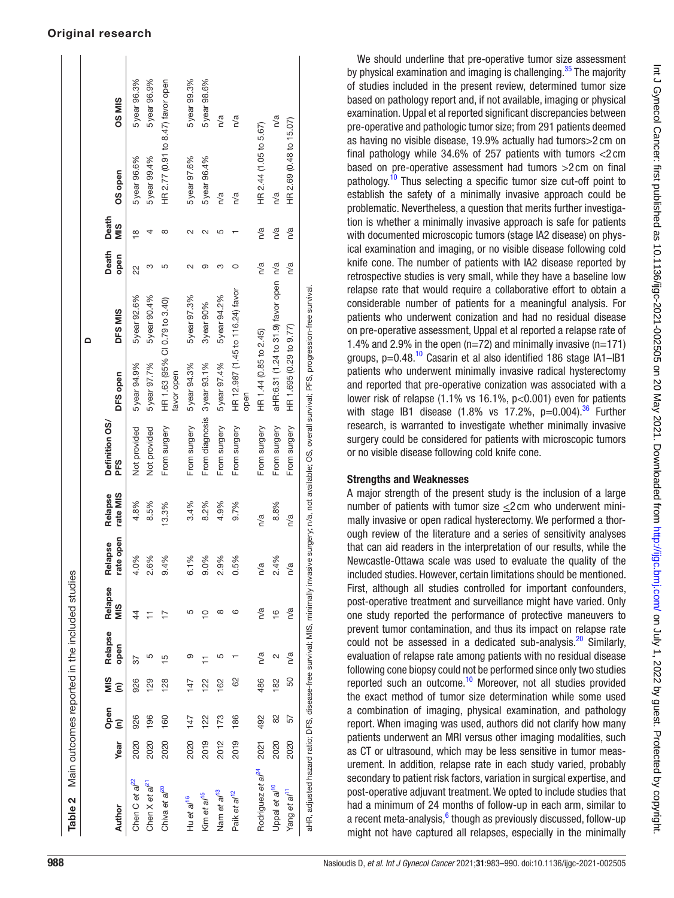## Original research

**Table 2** Main outcomes reported in the included studies

| Author | Year | Open (n) | MIS (n) | Relapse open | Relapse MIS | Relapse rate open | Relapse rate MIS | Definition OS/PFS | DFS open | DFS MIS | Death open | Death MIS | OS open | OS MIS |
|---|---|---|---|---|---|---|---|---|---|---|---|---|---|---|
| Chen C *et al*[22] | 2020 | 926 | 926 | 37 | 44 | 4.0% | 4.8% | Not provided | 5 year 94.9% | 5 year 92.6% | 22 | 18 | 5 year 96.6% | 5 year 96.3% |
| Chen X *et al*[21] | 2020 | 196 | 129 | 5 | 11 | 2.6% | 8.5% | Not provided | 5 year 97.7% | 5 year 90.4% | 3 | 4 | 5 year 99.4% | 5 year 96.9% |
| Chiva *et al*[20] | 2020 | 160 | 128 | 15 | 17 | 9.4% | 13.3% | From surgery | HR 1.63 (95% CI 0.79 to 3.40) favor open | | 5 | 8 | HR 2.77 (0.91 to 8.47) favor open | |
| Hu *et al*[16] | 2020 | 147 | 147 | 9 | 5 | 6.1% | 3.4% | From surgery | 5 year 94.3% | 5 year 97.3% | 2 | 2 | 5 year 97.6% | 5 year 99.3% |
| Kim *et al*[15] | 2019 | 122 | 122 | 11 | 10 | 9.0% | 8.2% | From diagnosis | 3 year 93.1% | 3 year 90% | 9 | 2 | 5 year 96.4% | 5 year 98.6% |
| Nam *et al*[13] | 2012 | 173 | 162 | 5 | 8 | 2.9% | 4.9% | From surgery | 5 year 97.4% | 5 year 94.2% | 3 | 5 | n/a | n/a |
| Paik *et al*[12] | 2019 | 186 | 62 | 1 | 6 | 0.5% | 9.7% | From surgery | HR 12.987 (1.45 to 116.24) favor open | | 0 | 1 | n/a | n/a |
| Rodriguez *et al*[24] | 2021 | 492 | 486 | n/a | n/a | n/a | n/a | From surgery | HR 1.44 (0.85 to 2.45) | | n/a | n/a | HR 2.44 (1.05 to 5.67) | |
| Uppal *et al*[10] | 2020 | 82 | 182 | 2 | 16 | 2.4% | 8.8% | From surgery | aHR:6.31 (1.24 to 31.9) favor open | | n/a | n/a | n/a | n/a |
| Yang *et al*[11] | 2020 | 57 | 50 | n/a | n/a | n/a | n/a | From surgery | HR 1.695 (0.29 to 9.77) | | n/a | n/a | HR 2.69 (0.48 to 15.07) | |

aHR, adjusted hazard ratio; DFS, disease-free survival; MIS, minimally invasive surgery; n/a, not available; OS, overall survival; PFS, progression-free survival.

We should underline that pre-operative tumor size assessment by physical examination and imaging is challenging.[35] The majority of studies included in the present review, determined tumor size based on pathology report and, if not available, imaging or physical examination. Uppal et al reported significant discrepancies between pre-operative and pathologic tumor size; from 291 patients deemed as having no visible disease, 19.9% actually had tumors>2 cm on final pathology while 34.6% of 257 patients with tumors <2 cm based on pre-operative assessment had tumors >2 cm on final pathology.[10] Thus selecting a specific tumor size cut-off point to establish the safety of a minimally invasive approach could be problematic. Nevertheless, a question that merits further investigation is whether a minimally invasive approach is safe for patients with documented microscopic tumors (stage IA2 disease) on physical examination and imaging, or no visible disease following cold knife cone. The number of patients with IA2 disease reported by retrospective studies is very small, while they have a baseline low relapse rate that would require a collaborative effort to obtain a considerable number of patients for a meaningful analysis. For patients who underwent conization and had no residual disease on pre-operative assessment, Uppal et al reported a relapse rate of 1.4% and 2.9% in the open (n=72) and minimally invasive (n=171) groups, p=0.48.[10] Casarin et al also identified 186 stage IA1–IB1 patients who underwent minimally invasive radical hysterectomy and reported that pre-operative conization was associated with a lower risk of relapse (1.1% vs 16.1%, p<0.001) even for patients with stage IB1 disease (1.8% vs 17.2%, p=0.004).[36] Further research, is warranted to investigate whether minimally invasive surgery could be considered for patients with microscopic tumors or no visible disease following cold knife cone.

### Strengths and Weaknesses

A major strength of the present study is the inclusion of a large number of patients with tumor size ≤2 cm who underwent minimally invasive or open radical hysterectomy. We performed a thorough review of the literature and a series of sensitivity analyses that can aid readers in the interpretation of our results, while the Newcastle-Ottawa scale was used to evaluate the quality of the included studies. However, certain limitations should be mentioned. First, although all studies controlled for important confounders, post-operative treatment and surveillance might have varied. Only one study reported the performance of protective maneuvers to prevent tumor contamination, and thus its impact on relapse rate could not be assessed in a dedicated sub-analysis.[20] Similarly, evaluation of relapse rate among patients with no residual disease following cone biopsy could not be performed since only two studies reported such an outcome.[10] Moreover, not all studies provided the exact method of tumor size determination while some used a combination of imaging, physical examination, and pathology report. When imaging was used, authors did not clarify how many patients underwent an MRI versus other imaging modalities, such as CT or ultrasound, which may be less sensitive in tumor measurement. In addition, relapse rate in each study varied, probably secondary to patient risk factors, variation in surgical expertise, and post-operative adjuvant treatment. We opted to include studies that had a minimum of 24 months of follow-up in each arm, similar to a recent meta-analysis,[6] though as previously discussed, follow-up might not have captured all relapses, especially in the minimally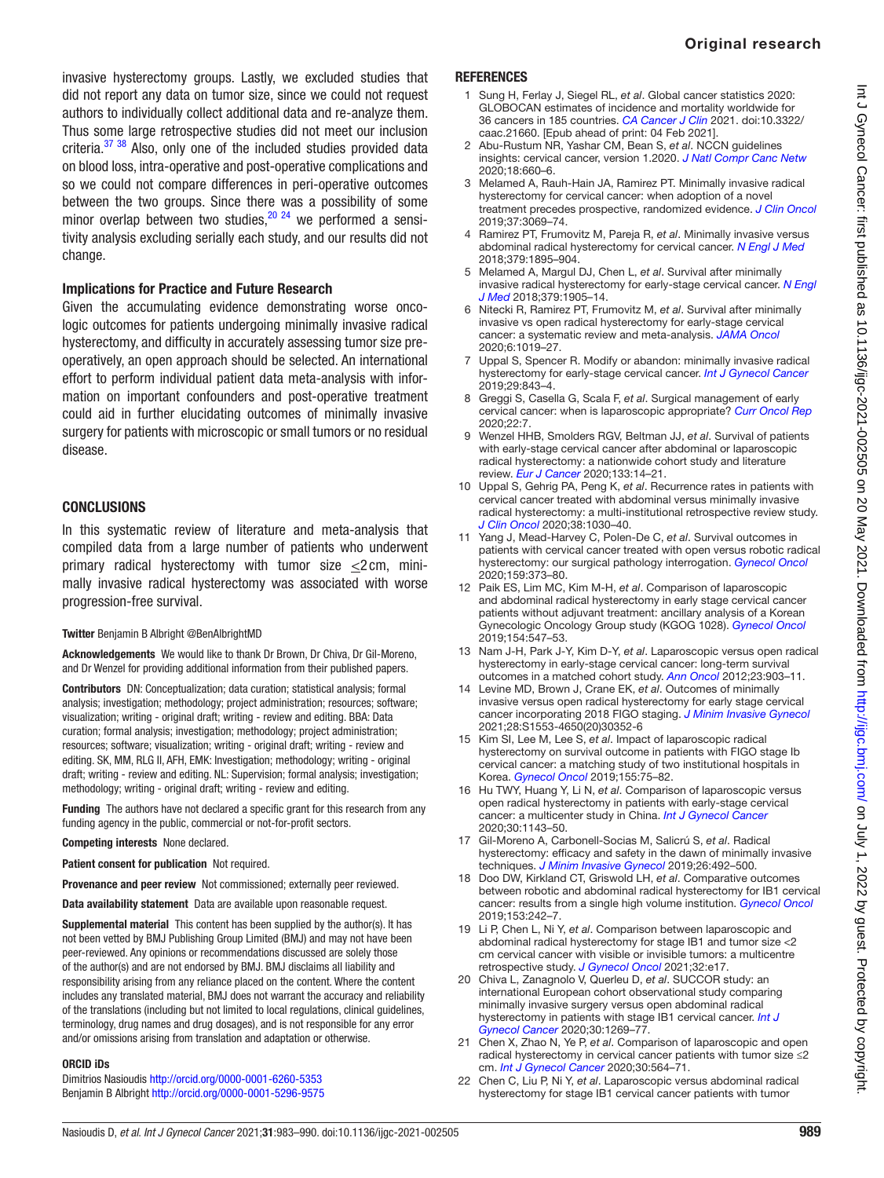invasive hysterectomy groups. Lastly, we excluded studies that did not report any data on tumor size, since we could not request authors to individually collect additional data and re-analyze them. Thus some large retrospective studies did not meet our inclusion criteria.[37 38] Also, only one of the included studies provided data on blood loss, intra-operative and post-operative complications and so we could not compare differences in peri-operative outcomes between the two groups. Since there was a possibility of some minor overlap between two studies,[20 24] we performed a sensitivity analysis excluding serially each study, and our results did not change.

### Implications for Practice and Future Research

Given the accumulating evidence demonstrating worse oncologic outcomes for patients undergoing minimally invasive radical hysterectomy, and difficulty in accurately assessing tumor size preoperatively, an open approach should be selected. An international effort to perform individual patient data meta-analysis with information on important confounders and post-operative treatment could aid in further elucidating outcomes of minimally invasive surgery for patients with microscopic or small tumors or no residual disease.

## CONCLUSIONS

In this systematic review of literature and meta-analysis that compiled data from a large number of patients who underwent primary radical hysterectomy with tumor size ≤2 cm, minimally invasive radical hysterectomy was associated with worse progression-free survival.

**Twitter** Benjamin B Albright @BenAlbrightMD

**Acknowledgements** We would like to thank Dr Brown, Dr Chiva, Dr Gil-Moreno, and Dr Wenzel for providing additional information from their published papers.

**Contributors** DN: Conceptualization; data curation; statistical analysis; formal analysis; investigation; methodology; project administration; resources; software; visualization; writing - original draft; writing - review and editing. BBA: Data curation; formal analysis; investigation; methodology; project administration; resources; software; visualization; writing - original draft; writing - review and editing. SK, MM, RLG II, AFH, EMK: Investigation; methodology; writing - original draft; writing - review and editing. NL: Supervision; formal analysis; investigation; methodology; writing - original draft; writing - review and editing.

**Funding** The authors have not declared a specific grant for this research from any funding agency in the public, commercial or not-for-profit sectors.

**Competing interests** None declared.

**Patient consent for publication** Not required.

**Provenance and peer review** Not commissioned; externally peer reviewed.

**Data availability statement** Data are available upon reasonable request.

**Supplemental material** This content has been supplied by the author(s). It has not been vetted by BMJ Publishing Group Limited (BMJ) and may not have been peer-reviewed. Any opinions or recommendations discussed are solely those of the author(s) and are not endorsed by BMJ. BMJ disclaims all liability and responsibility arising from any reliance placed on the content. Where the content includes any translated material, BMJ does not warrant the accuracy and reliability of the translations (including but not limited to local regulations, clinical guidelines, terminology, drug names and drug dosages), and is not responsible for any error and/or omissions arising from translation and adaptation or otherwise.

### ORCID iDs

Dimitrios Nasioudis http://orcid.org/0000-0001-6260-5353
Benjamin B Albright http://orcid.org/0000-0001-5296-9575

## REFERENCES

1. Sung H, Ferlay J, Siegel RL, *et al*. Global cancer statistics 2020: GLOBOCAN estimates of incidence and mortality worldwide for 36 cancers in 185 countries. *CA Cancer J Clin* 2021. doi:10.3322/caac.21660. [Epub ahead of print: 04 Feb 2021].
2. Abu-Rustum NR, Yashar CM, Bean S, *et al*. NCCN guidelines insights: cervical cancer, version 1.2020. *J Natl Compr Canc Netw* 2020;18:660–6.
3. Melamed A, Rauh-Hain JA, Ramirez PT. Minimally invasive radical hysterectomy for cervical cancer: when adoption of a novel treatment precedes prospective, randomized evidence. *J Clin Oncol* 2019;37:3069–74.
4. Ramirez PT, Frumovitz M, Pareja R, *et al*. Minimally invasive versus abdominal radical hysterectomy for cervical cancer. *N Engl J Med* 2018;379:1895–904.
5. Melamed A, Margul DJ, Chen L, *et al*. Survival after minimally invasive radical hysterectomy for early-stage cervical cancer. *N Engl J Med* 2018;379:1905–14.
6. Nitecki R, Ramirez PT, Frumovitz M, *et al*. Survival after minimally invasive vs open radical hysterectomy for early-stage cervical cancer: a systematic review and meta-analysis. *JAMA Oncol* 2020;6:1019–27.
7. Uppal S, Spencer R. Modify or abandon: minimally invasive radical hysterectomy for early-stage cervical cancer. *Int J Gynecol Cancer* 2019;29:843–4.
8. Greggi S, Casella G, Scala F, *et al*. Surgical management of early cervical cancer: when is laparoscopic appropriate? *Curr Oncol Rep* 2020;22:7.
9. Wenzel HHB, Smolders RGV, Beltman JJ, *et al*. Survival of patients with early-stage cervical cancer after abdominal or laparoscopic radical hysterectomy: a nationwide cohort study and literature review. *Eur J Cancer* 2020;133:14–21.
10. Uppal S, Gehrig PA, Peng K, *et al*. Recurrence rates in patients with cervical cancer treated with abdominal versus minimally invasive radical hysterectomy: a multi-institutional retrospective review study. *J Clin Oncol* 2020;38:1030–40.
11. Yang J, Mead-Harvey C, Polen-De C, *et al*. Survival outcomes in patients with cervical cancer treated with open versus robotic radical hysterectomy: our surgical pathology interrogation. *Gynecol Oncol* 2020;159:373–80.
12. Paik ES, Lim MC, Kim M-H, *et al*. Comparison of laparoscopic and abdominal radical hysterectomy in early stage cervical cancer patients without adjuvant treatment: ancillary analysis of a Korean Gynecologic Oncology Group study (KGOG 1028). *Gynecol Oncol* 2019;154:547–53.
13. Nam J-H, Park J-Y, Kim D-Y, *et al*. Laparoscopic versus open radical hysterectomy in early-stage cervical cancer: long-term survival outcomes in a matched cohort study. *Ann Oncol* 2012;23:903–11.
14. Levine MD, Brown J, Crane EK, *et al*. Outcomes of minimally invasive versus open radical hysterectomy for early stage cervical cancer incorporating 2018 FIGO staging. *J Minim Invasive Gynecol* 2021;28:S1553-4650(20)30352-6
15. Kim SI, Lee M, Lee S, *et al*. Impact of laparoscopic radical hysterectomy on survival outcome in patients with FIGO stage Ib cervical cancer: a matching study of two institutional hospitals in Korea. *Gynecol Oncol* 2019;155:75–82.
16. Hu TWY, Huang Y, Li N, *et al*. Comparison of laparoscopic versus open radical hysterectomy in patients with early-stage cervical cancer: a multicenter study in China. *Int J Gynecol Cancer* 2020;30:1143–50.
17. Gil-Moreno A, Carbonell-Socias M, Salicrú S, *et al*. Radical hysterectomy: efficacy and safety in the dawn of minimally invasive techniques. *J Minim Invasive Gynecol* 2019;26:492–500.
18. Doo DW, Kirkland CT, Griswold LH, *et al*. Comparative outcomes between robotic and abdominal radical hysterectomy for IB1 cervical cancer: results from a single high volume institution. *Gynecol Oncol* 2019;153:242–7.
19. Li P, Chen L, Ni Y, *et al*. Comparison between laparoscopic and abdominal radical hysterectomy for stage IB1 and tumor size <2 cm cervical cancer with visible or invisible tumors: a multicentre retrospective study. *J Gynecol Oncol* 2021;32:e17.
20. Chiva L, Zanagnolo V, Querleu D, *et al*. SUCCOR study: an international European cohort observational study comparing minimally invasive surgery versus open abdominal radical hysterectomy in patients with stage IB1 cervical cancer. *Int J Gynecol Cancer* 2020;30:1269–77.
21. Chen X, Zhao N, Ye P, *et al*. Comparison of laparoscopic and open radical hysterectomy in cervical cancer patients with tumor size ≤2 cm. *Int J Gynecol Cancer* 2020;30:564–71.
22. Chen C, Liu P, Ni Y, *et al*. Laparoscopic versus abdominal radical hysterectomy for stage IB1 cervical cancer patients with tumor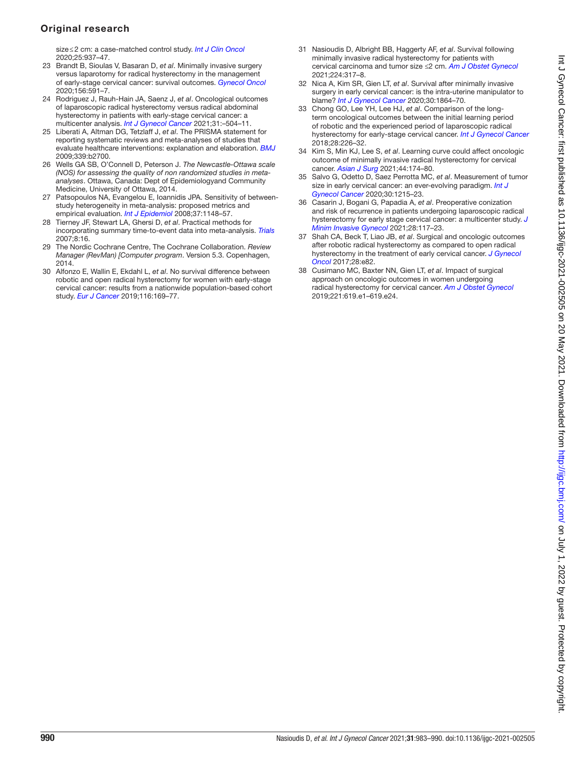size ≤ 2 cm: a case-matched control study. *Int J Clin Oncol* 2020;25:937–47.

23 Brandt B, Sioulas V, Basaran D, *et al*. Minimally invasive surgery versus laparotomy for radical hysterectomy in the management of early-stage cervical cancer: survival outcomes. *Gynecol Oncol* 2020;156:591–7.

24 Rodriguez J, Rauh-Hain JA, Saenz J, *et al*. Oncological outcomes of laparoscopic radical hysterectomy versus radical abdominal hysterectomy in patients with early-stage cervical cancer: a multicenter analysis. *Int J Gynecol Cancer* 2021;31:–504–11.

25 Liberati A, Altman DG, Tetzlaff J, *et al*. The PRISMA statement for reporting systematic reviews and meta-analyses of studies that evaluate healthcare interventions: explanation and elaboration. *BMJ* 2009;339:b2700.

26 Wells GA SB, O'Connell D, Peterson J. *The Newcastle-Ottawa scale (NOS) for assessing the quality of non randomized studies in meta-analyses*. Ottawa, Canada: Dept of Epidemiologyand Community Medicine, University of Ottawa, 2014.

27 Patsopoulos NA, Evangelou E, Ioannidis JPA. Sensitivity of between-study heterogeneity in meta-analysis: proposed metrics and empirical evaluation. *Int J Epidemiol* 2008;37:1148–57.

28 Tierney JF, Stewart LA, Ghersi D, *et al*. Practical methods for incorporating summary time-to-event data into meta-analysis. *Trials* 2007;8:16.

29 The Nordic Cochrane Centre, The Cochrane Collaboration. *Review Manager (RevMan) [Computer program*. Version 5.3. Copenhagen, 2014.

30 Alfonzo E, Wallin E, Ekdahl L, *et al*. No survival difference between robotic and open radical hysterectomy for women with early-stage cervical cancer: results from a nationwide population-based cohort study. *Eur J Cancer* 2019;116:169–77.

31 Nasioudis D, Albright BB, Haggerty AF, *et al*. Survival following minimally invasive radical hysterectomy for patients with cervical carcinoma and tumor size ≤2 cm. *Am J Obstet Gynecol* 2021;224:317–8.

32 Nica A, Kim SR, Gien LT, *et al*. Survival after minimally invasive surgery in early cervical cancer: is the intra-uterine manipulator to blame? *Int J Gynecol Cancer* 2020;30:1864–70.

33 Chong GO, Lee YH, Lee HJ, *et al*. Comparison of the long-term oncological outcomes between the initial learning period of robotic and the experienced period of laparoscopic radical hysterectomy for early-stage cervical cancer. *Int J Gynecol Cancer* 2018;28:226–32.

34 Kim S, Min KJ, Lee S, *et al*. Learning curve could affect oncologic outcome of minimally invasive radical hysterectomy for cervical cancer. *Asian J Surg* 2021;44:174–80.

35 Salvo G, Odetto D, Saez Perrotta MC, *et al*. Measurement of tumor size in early cervical cancer: an ever-evolving paradigm. *Int J Gynecol Cancer* 2020;30:1215–23.

36 Casarin J, Bogani G, Papadia A, *et al*. Preoperative conization and risk of recurrence in patients undergoing laparoscopic radical hysterectomy for early stage cervical cancer: a multicenter study. *J Minim Invasive Gynecol* 2021;28:117–23.

37 Shah CA, Beck T, Liao JB, *et al*. Surgical and oncologic outcomes after robotic radical hysterectomy as compared to open radical hysterectomy in the treatment of early cervical cancer. *J Gynecol Oncol* 2017;28:e82.

38 Cusimano MC, Baxter NN, Gien LT, *et al*. Impact of surgical approach on oncologic outcomes in women undergoing radical hysterectomy for cervical cancer. *Am J Obstet Gynecol* 2019;221:619.e1–619.e24.